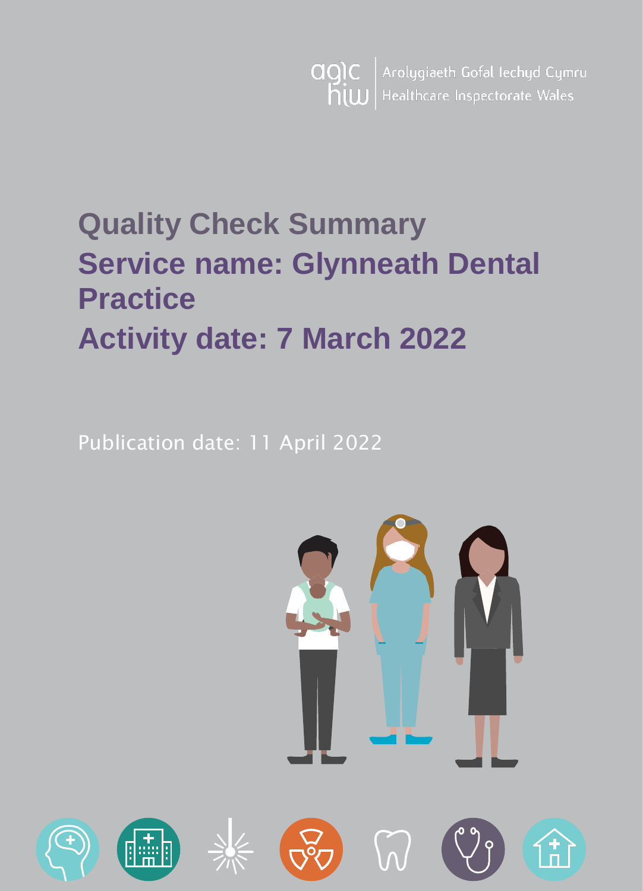Arolygiaeth Gofal Iechyd Cymru
Healthcare Inspectorate Wales

# Quality Check Summary

# Service name: Glynneath Dental Practice

# Activity date: 7 March 2022

Publication date: 11 April 2022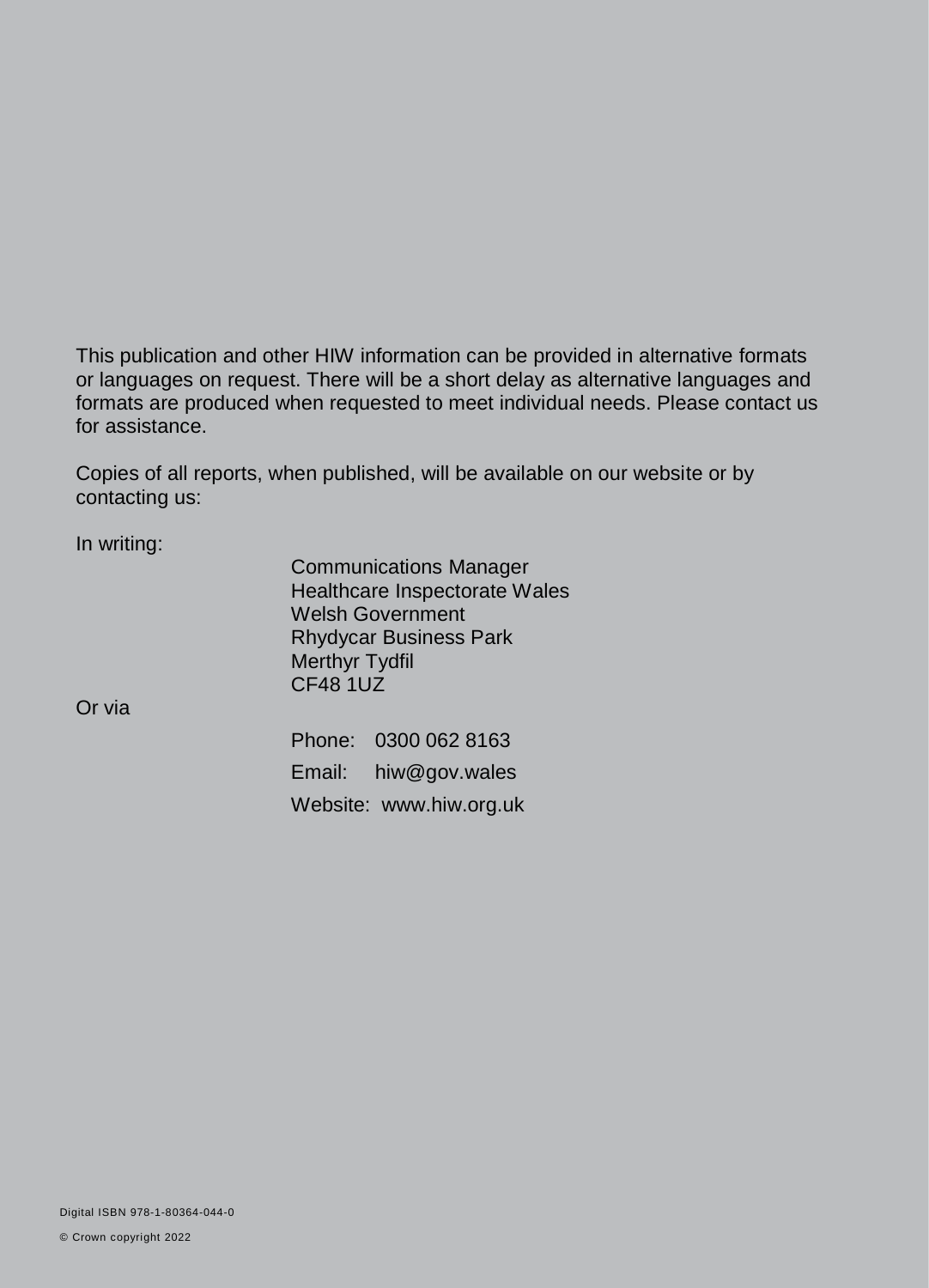This publication and other HIW information can be provided in alternative formats or languages on request. There will be a short delay as alternative languages and formats are produced when requested to meet individual needs. Please contact us for assistance.

Copies of all reports, when published, will be available on our website or by contacting us:

In writing:

Communications Manager
Healthcare Inspectorate Wales
Welsh Government
Rhydycar Business Park
Merthyr Tydfil
CF48 1UZ

Or via

Phone: 0300 062 8163

Email: hiw@gov.wales

Website: www.hiw.org.uk

Digital ISBN 978-1-80364-044-0

© Crown copyright 2022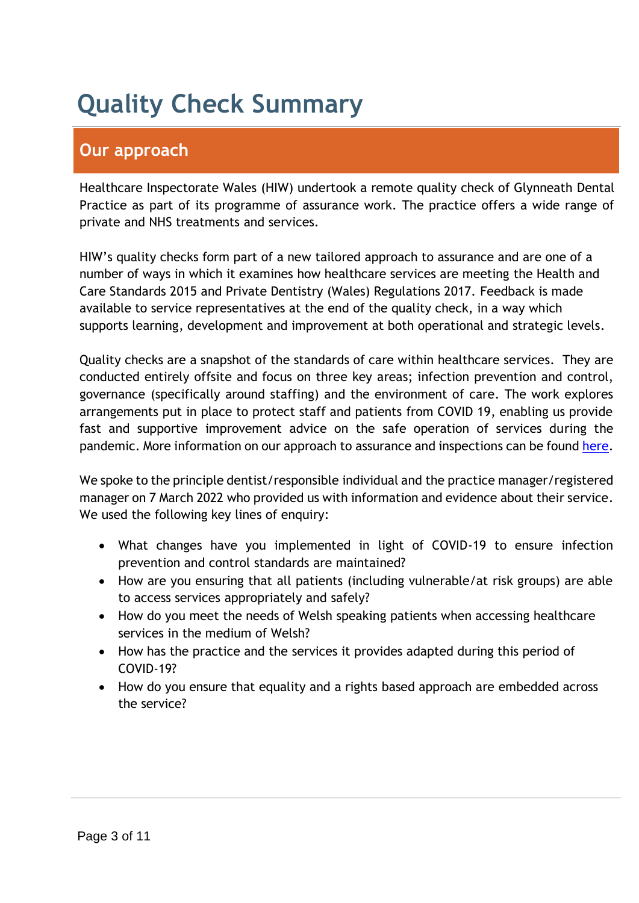# Quality Check Summary

## Our approach

Healthcare Inspectorate Wales (HIW) undertook a remote quality check of Glynneath Dental Practice as part of its programme of assurance work. The practice offers a wide range of private and NHS treatments and services.

HIW's quality checks form part of a new tailored approach to assurance and are one of a number of ways in which it examines how healthcare services are meeting the Health and Care Standards 2015 and Private Dentistry (Wales) Regulations 2017. Feedback is made available to service representatives at the end of the quality check, in a way which supports learning, development and improvement at both operational and strategic levels.

Quality checks are a snapshot of the standards of care within healthcare services. They are conducted entirely offsite and focus on three key areas; infection prevention and control, governance (specifically around staffing) and the environment of care. The work explores arrangements put in place to protect staff and patients from COVID 19, enabling us provide fast and supportive improvement advice on the safe operation of services during the pandemic. More information on our approach to assurance and inspections can be found [here](#).

We spoke to the principle dentist/responsible individual and the practice manager/registered manager on 7 March 2022 who provided us with information and evidence about their service. We used the following key lines of enquiry:

- What changes have you implemented in light of COVID-19 to ensure infection prevention and control standards are maintained?
- How are you ensuring that all patients (including vulnerable/at risk groups) are able to access services appropriately and safely?
- How do you meet the needs of Welsh speaking patients when accessing healthcare services in the medium of Welsh?
- How has the practice and the services it provides adapted during this period of COVID-19?
- How do you ensure that equality and a rights based approach are embedded across the service?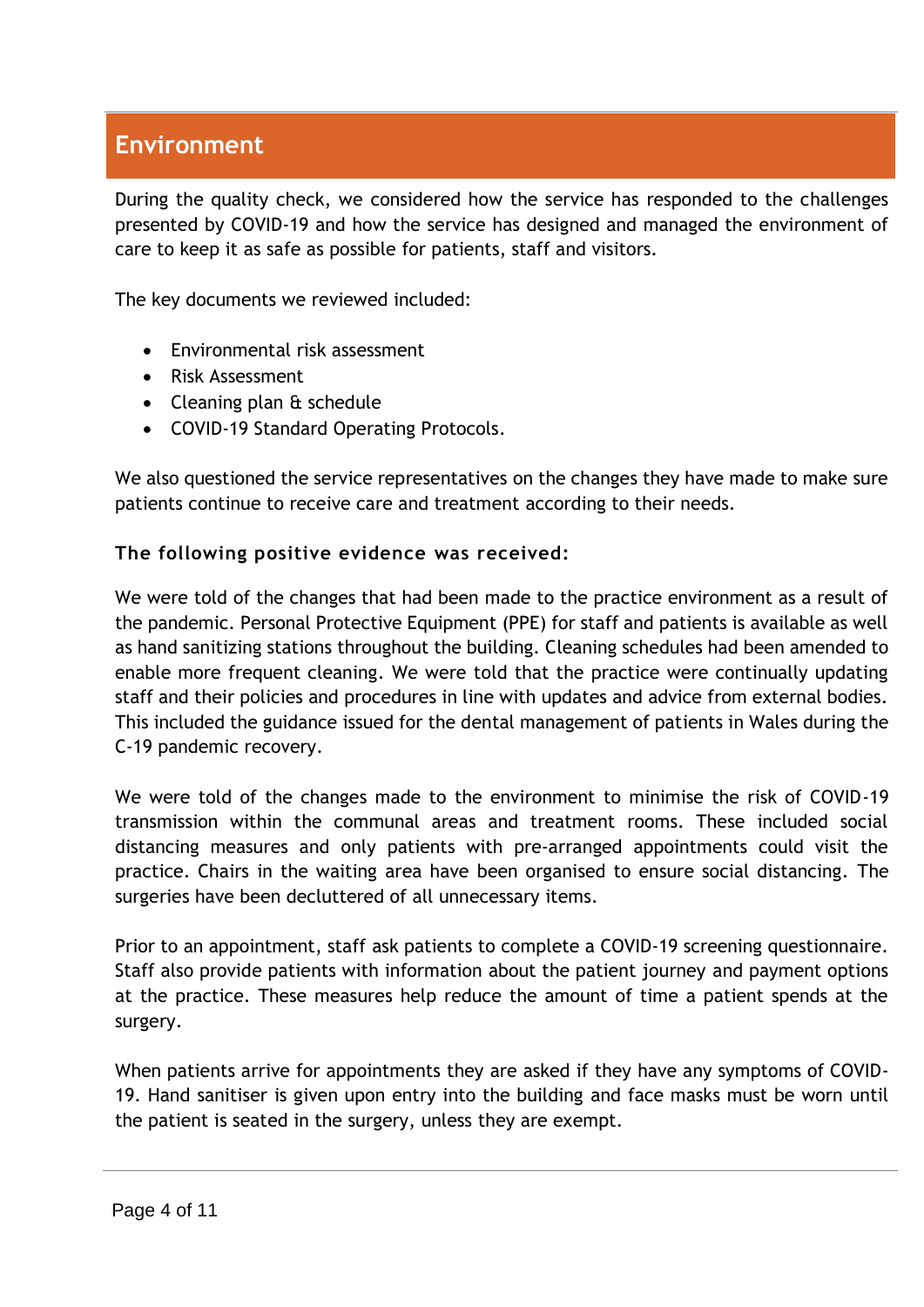## Environment

During the quality check, we considered how the service has responded to the challenges presented by COVID-19 and how the service has designed and managed the environment of care to keep it as safe as possible for patients, staff and visitors.

The key documents we reviewed included:

- Environmental risk assessment
- Risk Assessment
- Cleaning plan & schedule
- COVID-19 Standard Operating Protocols.

We also questioned the service representatives on the changes they have made to make sure patients continue to receive care and treatment according to their needs.

**The following positive evidence was received:**

We were told of the changes that had been made to the practice environment as a result of the pandemic. Personal Protective Equipment (PPE) for staff and patients is available as well as hand sanitizing stations throughout the building. Cleaning schedules had been amended to enable more frequent cleaning. We were told that the practice were continually updating staff and their policies and procedures in line with updates and advice from external bodies. This included the guidance issued for the dental management of patients in Wales during the C-19 pandemic recovery.

We were told of the changes made to the environment to minimise the risk of COVID-19 transmission within the communal areas and treatment rooms. These included social distancing measures and only patients with pre-arranged appointments could visit the practice. Chairs in the waiting area have been organised to ensure social distancing. The surgeries have been decluttered of all unnecessary items.

Prior to an appointment, staff ask patients to complete a COVID-19 screening questionnaire. Staff also provide patients with information about the patient journey and payment options at the practice. These measures help reduce the amount of time a patient spends at the surgery.

When patients arrive for appointments they are asked if they have any symptoms of COVID-19. Hand sanitiser is given upon entry into the building and face masks must be worn until the patient is seated in the surgery, unless they are exempt.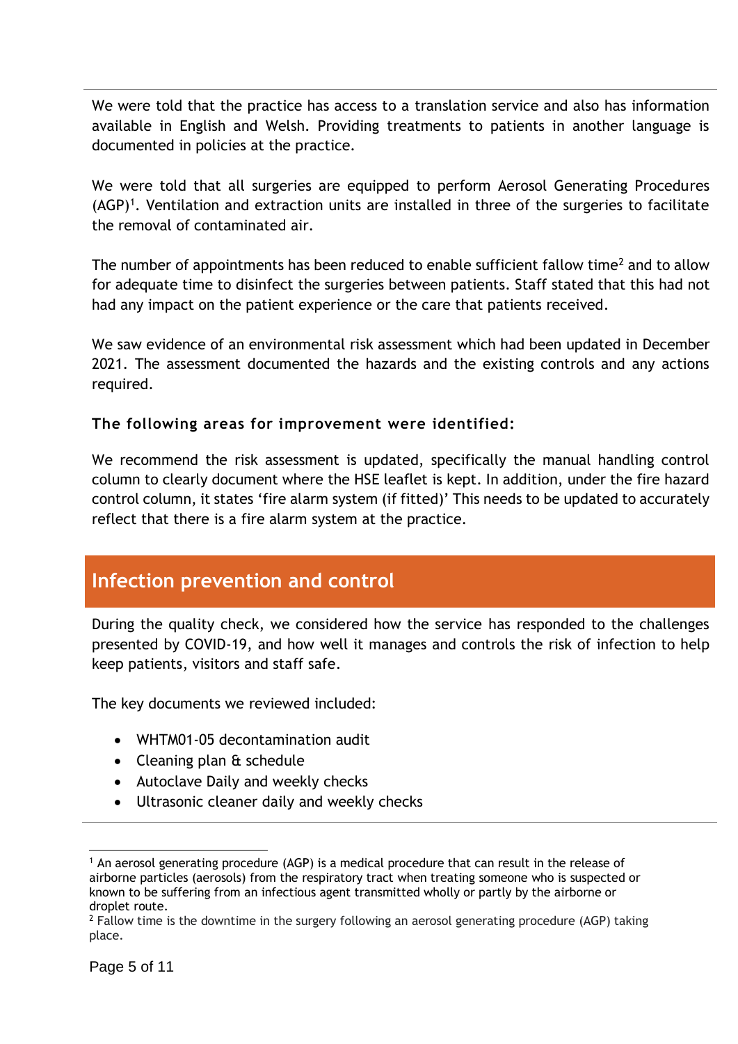We were told that the practice has access to a translation service and also has information available in English and Welsh. Providing treatments to patients in another language is documented in policies at the practice.

We were told that all surgeries are equipped to perform Aerosol Generating Procedures (AGP)[1]. Ventilation and extraction units are installed in three of the surgeries to facilitate the removal of contaminated air.

The number of appointments has been reduced to enable sufficient fallow time[2] and to allow for adequate time to disinfect the surgeries between patients. Staff stated that this had not had any impact on the patient experience or the care that patients received.

We saw evidence of an environmental risk assessment which had been updated in December 2021. The assessment documented the hazards and the existing controls and any actions required.

**The following areas for improvement were identified:**

We recommend the risk assessment is updated, specifically the manual handling control column to clearly document where the HSE leaflet is kept. In addition, under the fire hazard control column, it states 'fire alarm system (if fitted)' This needs to be updated to accurately reflect that there is a fire alarm system at the practice.

## Infection prevention and control

During the quality check, we considered how the service has responded to the challenges presented by COVID-19, and how well it manages and controls the risk of infection to help keep patients, visitors and staff safe.

The key documents we reviewed included:

- WHTM01-05 decontamination audit
- Cleaning plan & schedule
- Autoclave Daily and weekly checks
- Ultrasonic cleaner daily and weekly checks

---

[1] An aerosol generating procedure (AGP) is a medical procedure that can result in the release of airborne particles (aerosols) from the respiratory tract when treating someone who is suspected or known to be suffering from an infectious agent transmitted wholly or partly by the airborne or droplet route.

[2] Fallow time is the downtime in the surgery following an aerosol generating procedure (AGP) taking place.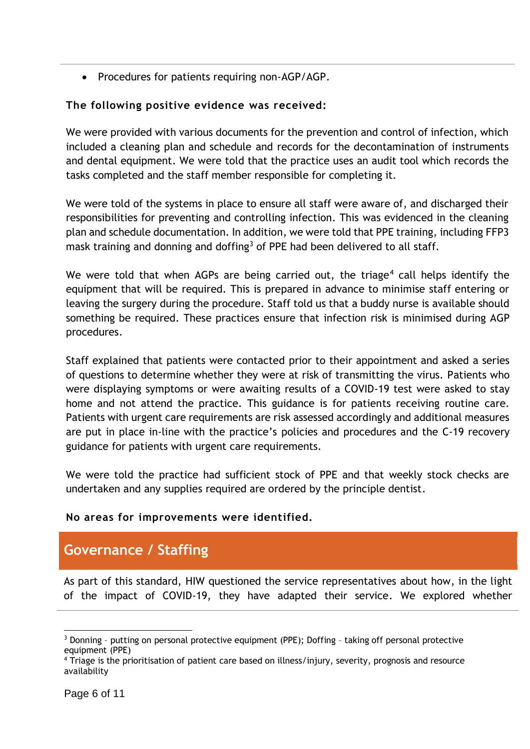- Procedures for patients requiring non-AGP/AGP.

**The following positive evidence was received:**

We were provided with various documents for the prevention and control of infection, which included a cleaning plan and schedule and records for the decontamination of instruments and dental equipment. We were told that the practice uses an audit tool which records the tasks completed and the staff member responsible for completing it.

We were told of the systems in place to ensure all staff were aware of, and discharged their responsibilities for preventing and controlling infection. This was evidenced in the cleaning plan and schedule documentation. In addition, we were told that PPE training, including FFP3 mask training and donning and doffing[3] of PPE had been delivered to all staff.

We were told that when AGPs are being carried out, the triage[4] call helps identify the equipment that will be required. This is prepared in advance to minimise staff entering or leaving the surgery during the procedure. Staff told us that a buddy nurse is available should something be required. These practices ensure that infection risk is minimised during AGP procedures.

Staff explained that patients were contacted prior to their appointment and asked a series of questions to determine whether they were at risk of transmitting the virus. Patients who were displaying symptoms or were awaiting results of a COVID-19 test were asked to stay home and not attend the practice. This guidance is for patients receiving routine care. Patients with urgent care requirements are risk assessed accordingly and additional measures are put in place in-line with the practice's policies and procedures and the C-19 recovery guidance for patients with urgent care requirements.

We were told the practice had sufficient stock of PPE and that weekly stock checks are undertaken and any supplies required are ordered by the principle dentist.

**No areas for improvements were identified.**

## Governance / Staffing

As part of this standard, HIW questioned the service representatives about how, in the light of the impact of COVID-19, they have adapted their service. We explored whether

[3] Donning – putting on personal protective equipment (PPE); Doffing – taking off personal protective equipment (PPE)

[4] Triage is the prioritisation of patient care based on illness/injury, severity, prognosis and resource availability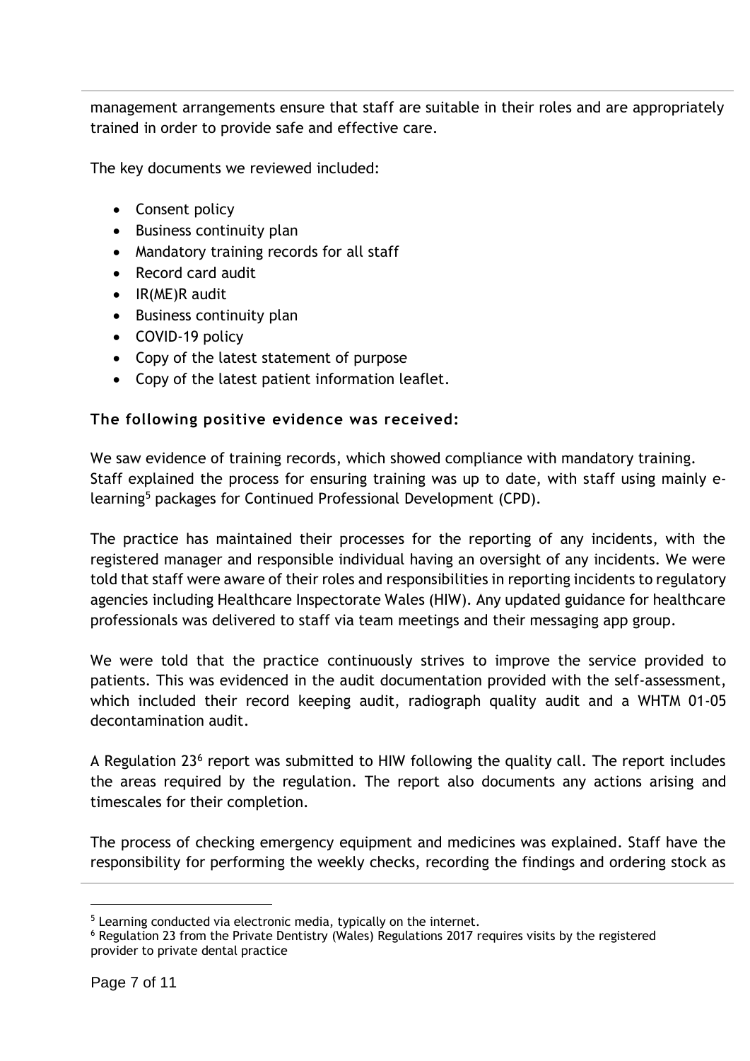management arrangements ensure that staff are suitable in their roles and are appropriately trained in order to provide safe and effective care.

The key documents we reviewed included:

- Consent policy
- Business continuity plan
- Mandatory training records for all staff
- Record card audit
- IR(ME)R audit
- Business continuity plan
- COVID-19 policy
- Copy of the latest statement of purpose
- Copy of the latest patient information leaflet.

### The following positive evidence was received:

We saw evidence of training records, which showed compliance with mandatory training. Staff explained the process for ensuring training was up to date, with staff using mainly e-learning[5] packages for Continued Professional Development (CPD).

The practice has maintained their processes for the reporting of any incidents, with the registered manager and responsible individual having an oversight of any incidents. We were told that staff were aware of their roles and responsibilities in reporting incidents to regulatory agencies including Healthcare Inspectorate Wales (HIW). Any updated guidance for healthcare professionals was delivered to staff via team meetings and their messaging app group.

We were told that the practice continuously strives to improve the service provided to patients. This was evidenced in the audit documentation provided with the self-assessment, which included their record keeping audit, radiograph quality audit and a WHTM 01-05 decontamination audit.

A Regulation 23[6] report was submitted to HIW following the quality call. The report includes the areas required by the regulation. The report also documents any actions arising and timescales for their completion.

The process of checking emergency equipment and medicines was explained. Staff have the responsibility for performing the weekly checks, recording the findings and ordering stock as

---

[5] Learning conducted via electronic media, typically on the internet.

[6] Regulation 23 from the Private Dentistry (Wales) Regulations 2017 requires visits by the registered provider to private dental practice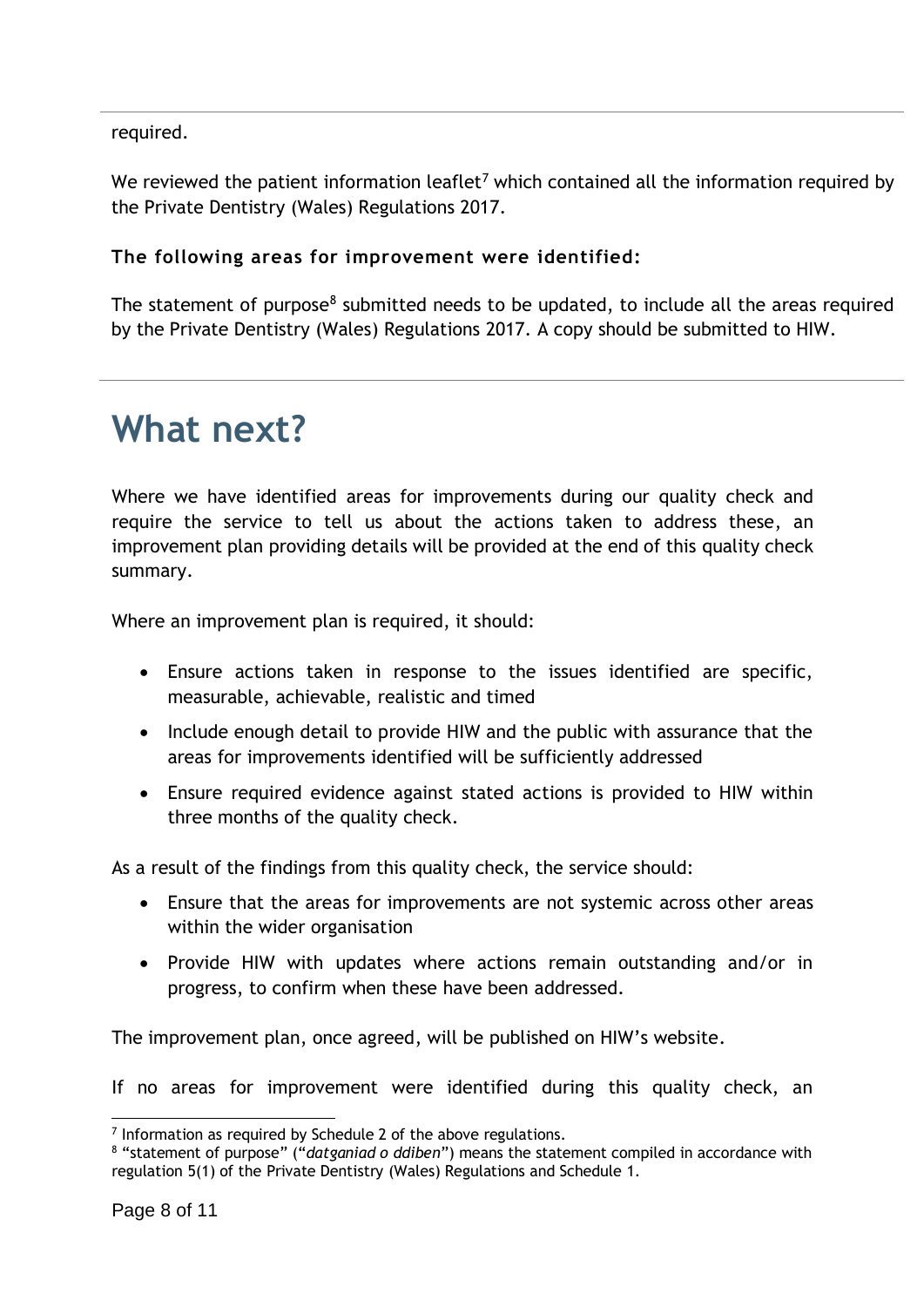required.

We reviewed the patient information leaflet[7] which contained all the information required by the Private Dentistry (Wales) Regulations 2017.

**The following areas for improvement were identified:**

The statement of purpose[8] submitted needs to be updated, to include all the areas required by the Private Dentistry (Wales) Regulations 2017. A copy should be submitted to HIW.

# What next?

Where we have identified areas for improvements during our quality check and require the service to tell us about the actions taken to address these, an improvement plan providing details will be provided at the end of this quality check summary.

Where an improvement plan is required, it should:

- Ensure actions taken in response to the issues identified are specific, measurable, achievable, realistic and timed
- Include enough detail to provide HIW and the public with assurance that the areas for improvements identified will be sufficiently addressed
- Ensure required evidence against stated actions is provided to HIW within three months of the quality check.

As a result of the findings from this quality check, the service should:

- Ensure that the areas for improvements are not systemic across other areas within the wider organisation
- Provide HIW with updates where actions remain outstanding and/or in progress, to confirm when these have been addressed.

The improvement plan, once agreed, will be published on HIW's website.

If no areas for improvement were identified during this quality check, an

[7] Information as required by Schedule 2 of the above regulations.

[8] "statement of purpose" ("*datganiad o ddiben*") means the statement compiled in accordance with regulation 5(1) of the Private Dentistry (Wales) Regulations and Schedule 1.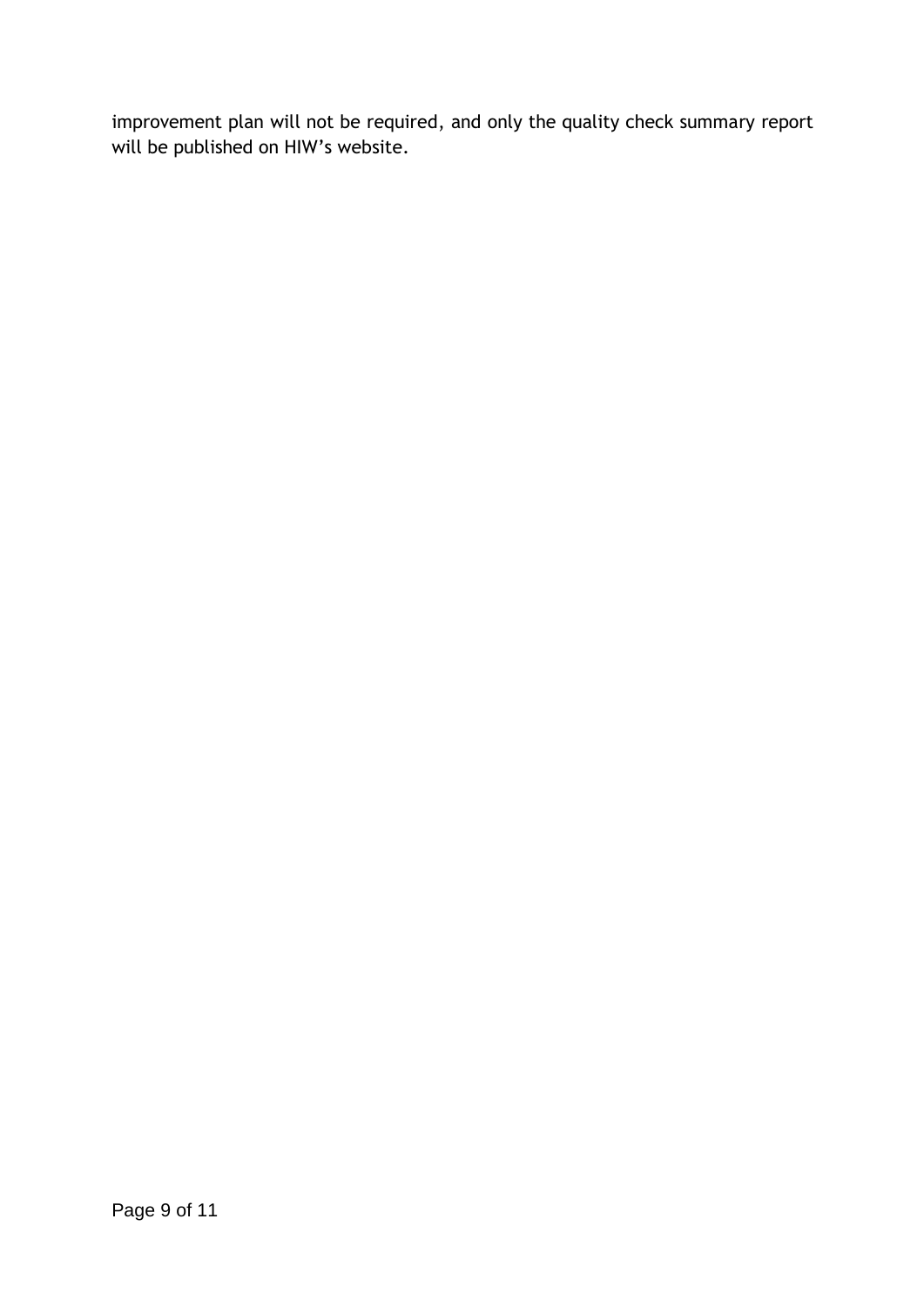improvement plan will not be required, and only the quality check summary report will be published on HIW's website.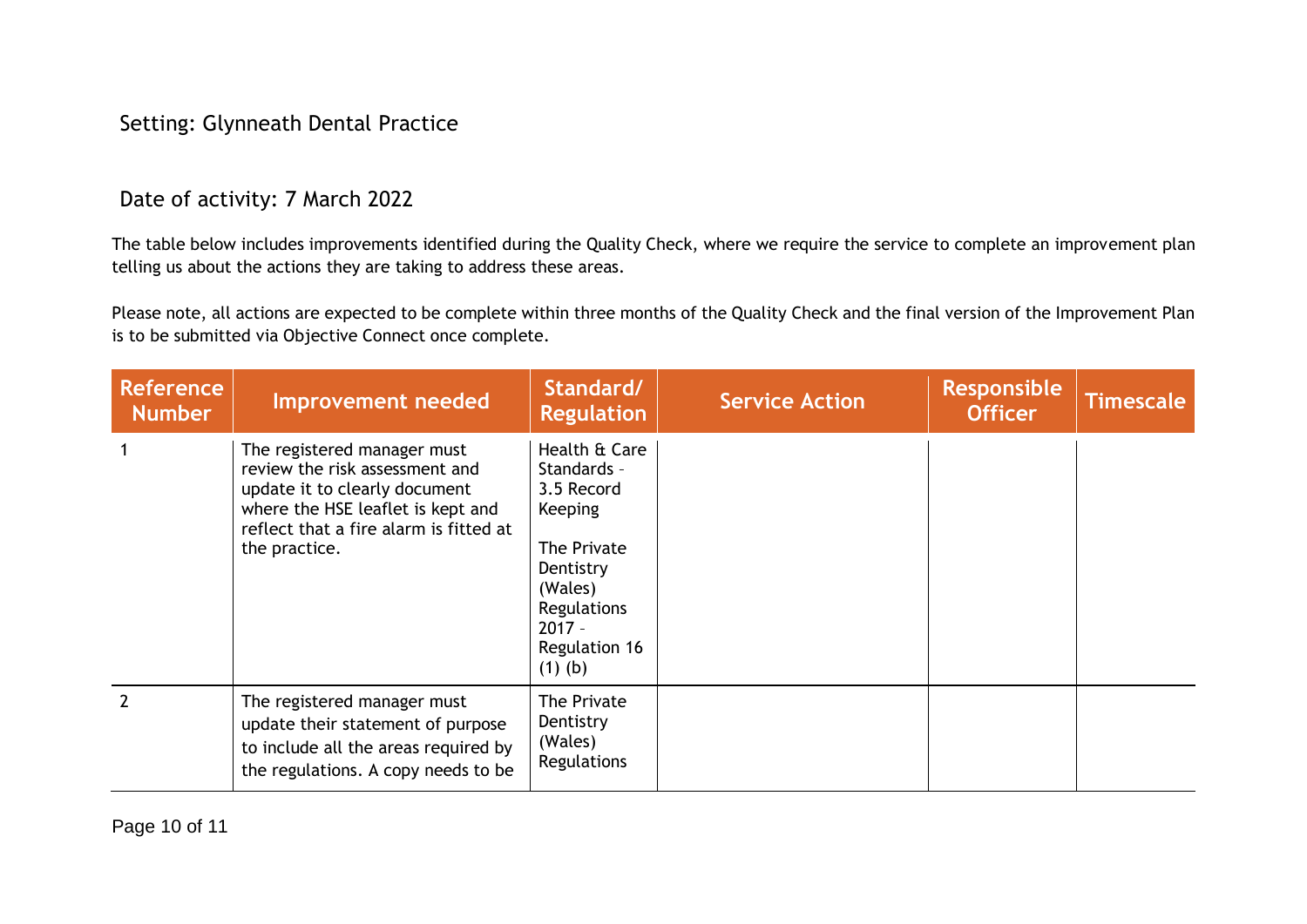Setting: Glynneath Dental Practice

Date of activity: 7 March 2022

The table below includes improvements identified during the Quality Check, where we require the service to complete an improvement plan telling us about the actions they are taking to address these areas.

Please note, all actions are expected to be complete within three months of the Quality Check and the final version of the Improvement Plan is to be submitted via Objective Connect once complete.

| Reference Number | Improvement needed | Standard/ Regulation | Service Action | Responsible Officer | Timescale |
|---|---|---|---|---|---|
| 1 | The registered manager must review the risk assessment and update it to clearly document where the HSE leaflet is kept and reflect that a fire alarm is fitted at the practice. | Health & Care Standards – 3.5 Record Keeping<br><br>The Private Dentistry (Wales) Regulations 2017 – Regulation 16 (1) (b) | | | |
| 2 | The registered manager must update their statement of purpose to include all the areas required by the regulations. A copy needs to be | The Private Dentistry (Wales) Regulations | | | |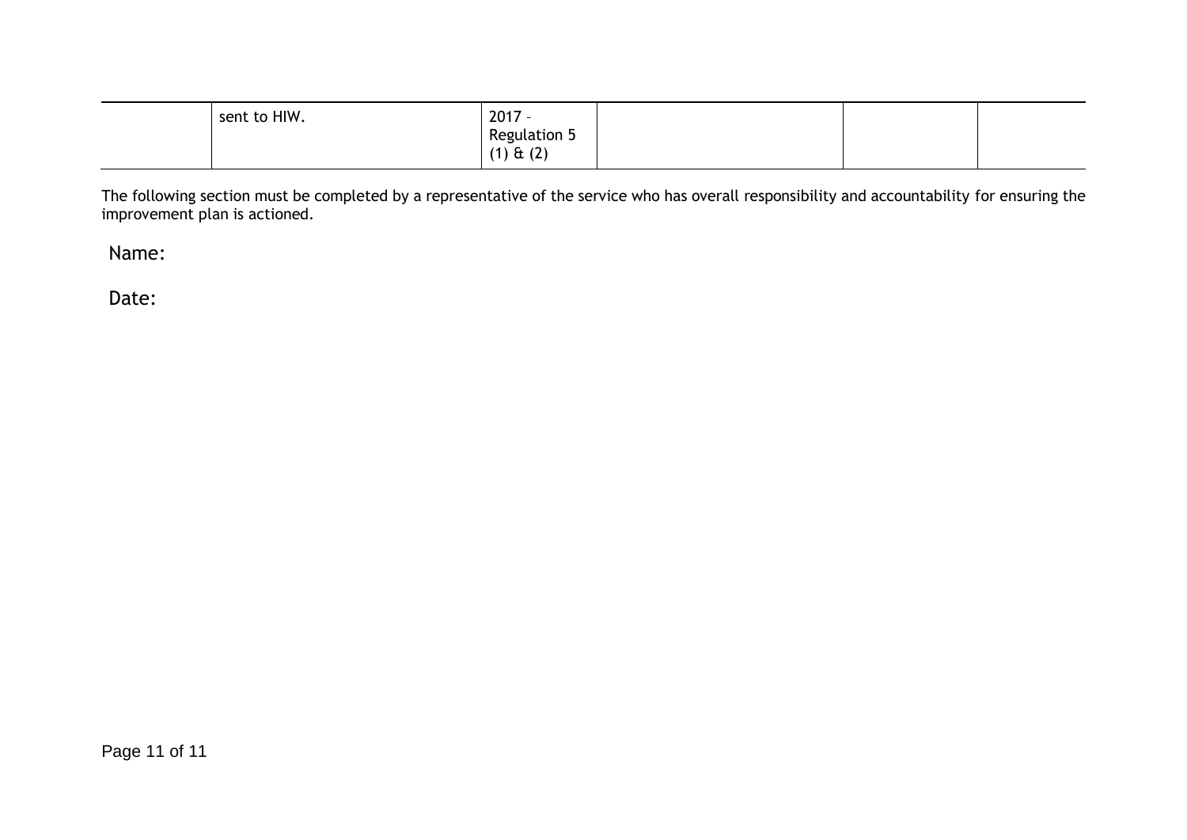| | | | | | |
|---|---|---|---|---|---|
| | sent to HIW. | 2017 – Regulation 5 (1) & (2) | | | |

The following section must be completed by a representative of the service who has overall responsibility and accountability for ensuring the improvement plan is actioned.

Name:

Date: